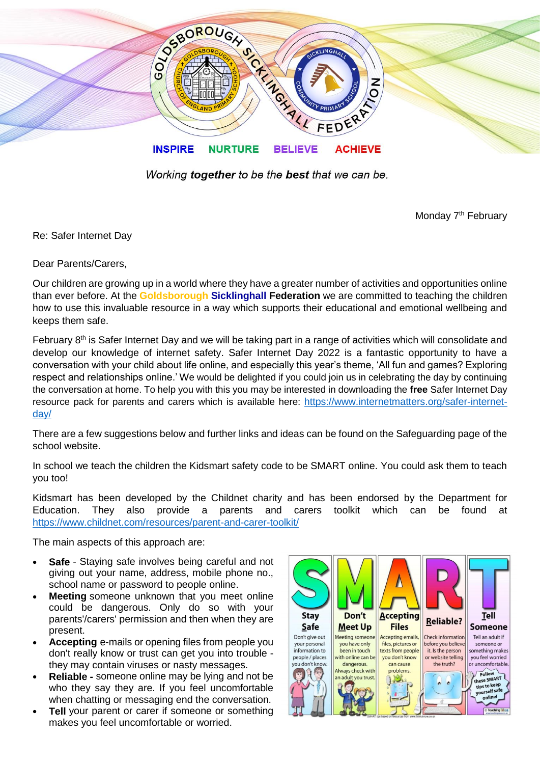GOLDSBOROUGH SICKLINGHALL FEDERATION

**INSPIRE NURTURE BELIEVE ACHIEVE**

*Working **together** to be the **best** that we can be.*

Monday 7th February

Re: Safer Internet Day

Dear Parents/Carers,

Our children are growing up in a world where they have a greater number of activities and opportunities online than ever before. At the **Goldsborough Sicklinghall Federation** we are committed to teaching the children how to use this invaluable resource in a way which supports their educational and emotional wellbeing and keeps them safe.

February 8th is Safer Internet Day and we will be taking part in a range of activities which will consolidate and develop our knowledge of internet safety. Safer Internet Day 2022 is a fantastic opportunity to have a conversation with your child about life online, and especially this year's theme, 'All fun and games? Exploring respect and relationships online.' We would be delighted if you could join us in celebrating the day by continuing the conversation at home. To help you with this you may be interested in downloading the **free** Safer Internet Day resource pack for parents and carers which is available here: https://www.internetmatters.org/safer-internet-day/

There are a few suggestions below and further links and ideas can be found on the Safeguarding page of the school website.

In school we teach the children the Kidsmart safety code to be SMART online. You could ask them to teach you too!

Kidsmart has been developed by the Childnet charity and has been endorsed by the Department for Education. They also provide a parents and carers toolkit which can be found at https://www.childnet.com/resources/parent-and-carer-toolkit/

The main aspects of this approach are:

- **Safe** - Staying safe involves being careful and not giving out your name, address, mobile phone no., school name or password to people online.
- **Meeting** someone unknown that you meet online could be dangerous. Only do so with your parents'/carers' permission and then when they are present.
- **Accepting** e-mails or opening files from people you don't really know or trust can get you into trouble - they may contain viruses or nasty messages.
- **Reliable -** someone online may be lying and not be who they say they are. If you feel uncomfortable when chatting or messaging end the conversation.
- **Tell** your parent or carer if someone or something makes you feel uncomfortable or worried.

| S | M | A | R | T |
|---|---|---|---|---|
| **Stay Safe** | **Don't Meet Up** | **Accepting Files** | **Reliable?** | **Tell Someone** |
| Don't give out your personal information to people / places you don't know. | Meeting someone you have only been in touch with online can be dangerous. Always check with an adult you trust. | Accepting emails, files, pictures or texts from people you don't know can cause problems. | Check information before you believe it. Is the person or website telling the truth? | Tell an adult if someone or something makes you feel worried or uncomfortable. |

Follow these SMART tips to keep yourself safe online!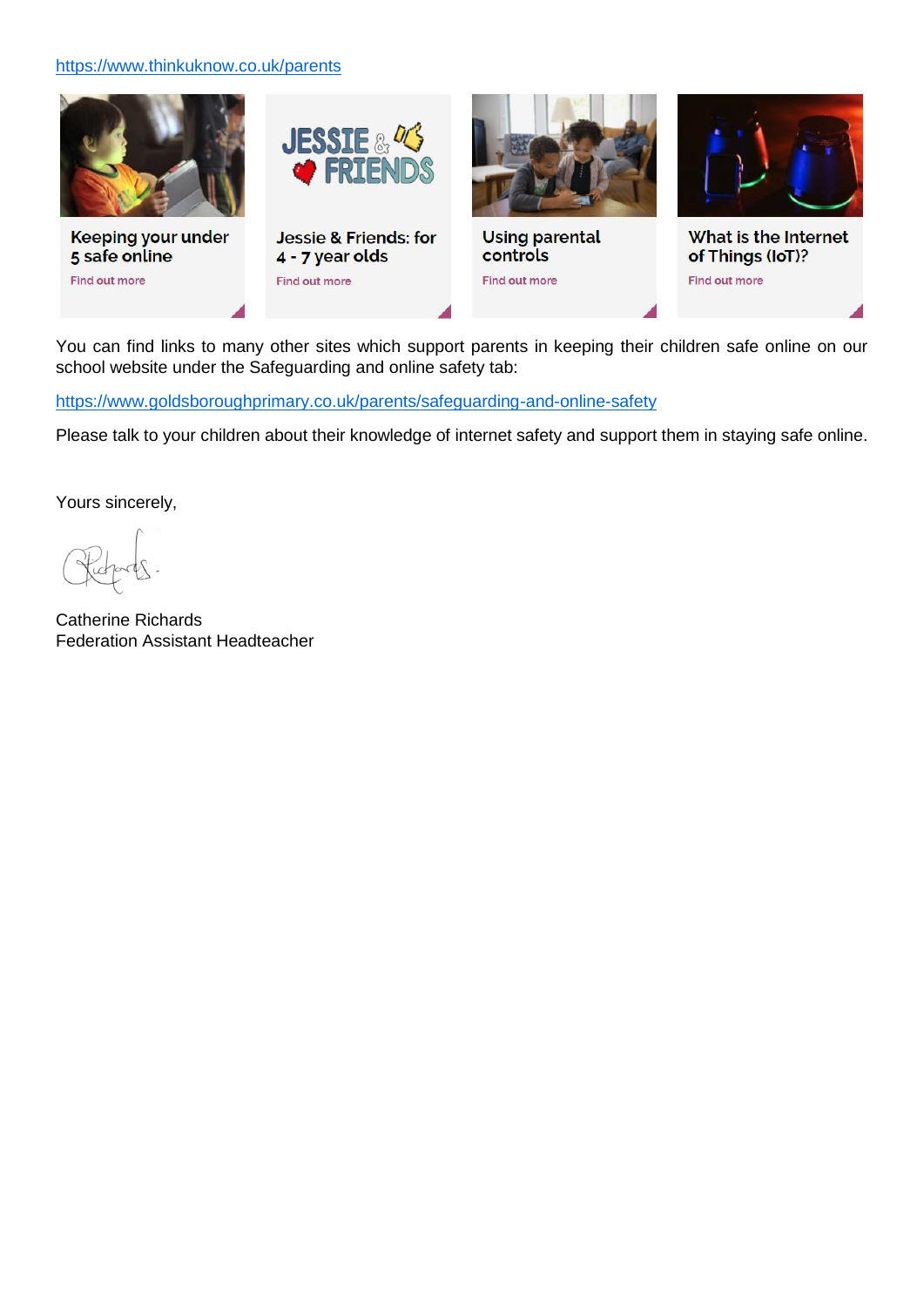https://www.thinkuknow.co.uk/parents

Keeping your under 5 safe online
Find out more

Jessie & Friends: for 4 - 7 year olds
Find out more

Using parental controls
Find out more

What is the Internet of Things (IoT)?
Find out more

You can find links to many other sites which support parents in keeping their children safe online on our school website under the Safeguarding and online safety tab:

https://www.goldsboroughprimary.co.uk/parents/safeguarding-and-online-safety

Please talk to your children about their knowledge of internet safety and support them in staying safe online.

Yours sincerely,

Catherine Richards
Federation Assistant Headteacher